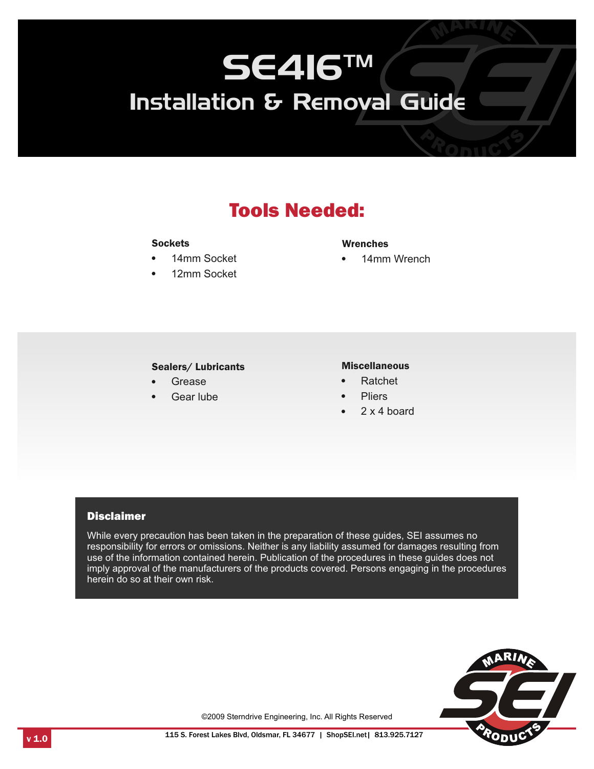# SE416™

## Installation & Removal Guide

## Tools Needed:

**Sockets**

- 14mm Socket
- 12mm Socket

**Wrenches**

- 14mm Wrench

**Sealers/ Lubricants**

- Grease
- Gear lube

**Miscellaneous**

- Ratchet
- Pliers
- 2 x 4 board

### Disclaimer

While every precaution has been taken in the preparation of these guides, SEI assumes no responsibility for errors or omissions. Neither is any liability assumed for damages resulting from use of the information contained herein. Publication of the procedures in these guides does not imply approval of the manufacturers of the products covered. Persons engaging in the procedures herein do so at their own risk.

©2009 Sterndrive Engineering, Inc. All Rights Reserved

115 S. Forest Lakes Blvd, Oldsmar, FL 34677 | ShopSEI.net | 813.925.7127

v 1.0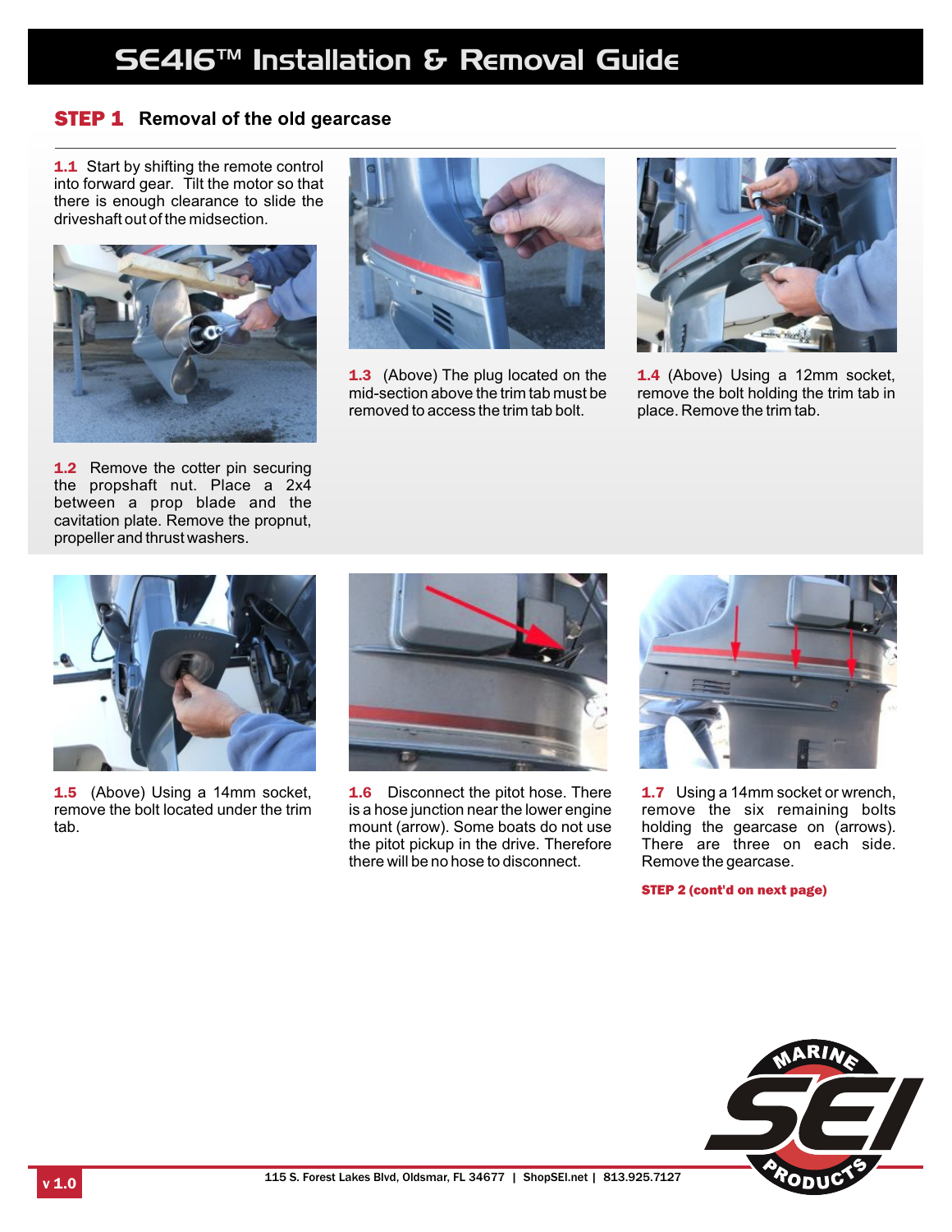# SE416™ Installation & Removal Guide

## STEP 1 Removal of the old gearcase

**1.1** Start by shifting the remote control into forward gear. Tilt the motor so that there is enough clearance to slide the driveshaft out of the midsection.

**1.2** Remove the cotter pin securing the propshaft nut. Place a 2x4 between a prop blade and the cavitation plate. Remove the propnut, propeller and thrust washers.

**1.3** (Above) The plug located on the mid-section above the trim tab must be removed to access the trim tab bolt.

**1.4** (Above) Using a 12mm socket, remove the bolt holding the trim tab in place. Remove the trim tab.

**1.5** (Above) Using a 14mm socket, remove the bolt located under the trim tab.

**1.6** Disconnect the pitot hose. There is a hose junction near the lower engine mount (arrow). Some boats do not use the pitot pickup in the drive. Therefore there will be no hose to disconnect.

**1.7** Using a 14mm socket or wrench, remove the six remaining bolts holding the gearcase on (arrows). There are three on each side. Remove the gearcase.

**STEP 2 (cont'd on next page)**

115 S. Forest Lakes Blvd, Oldsmar, FL 34677 | ShopSEI.net | 813.925.7127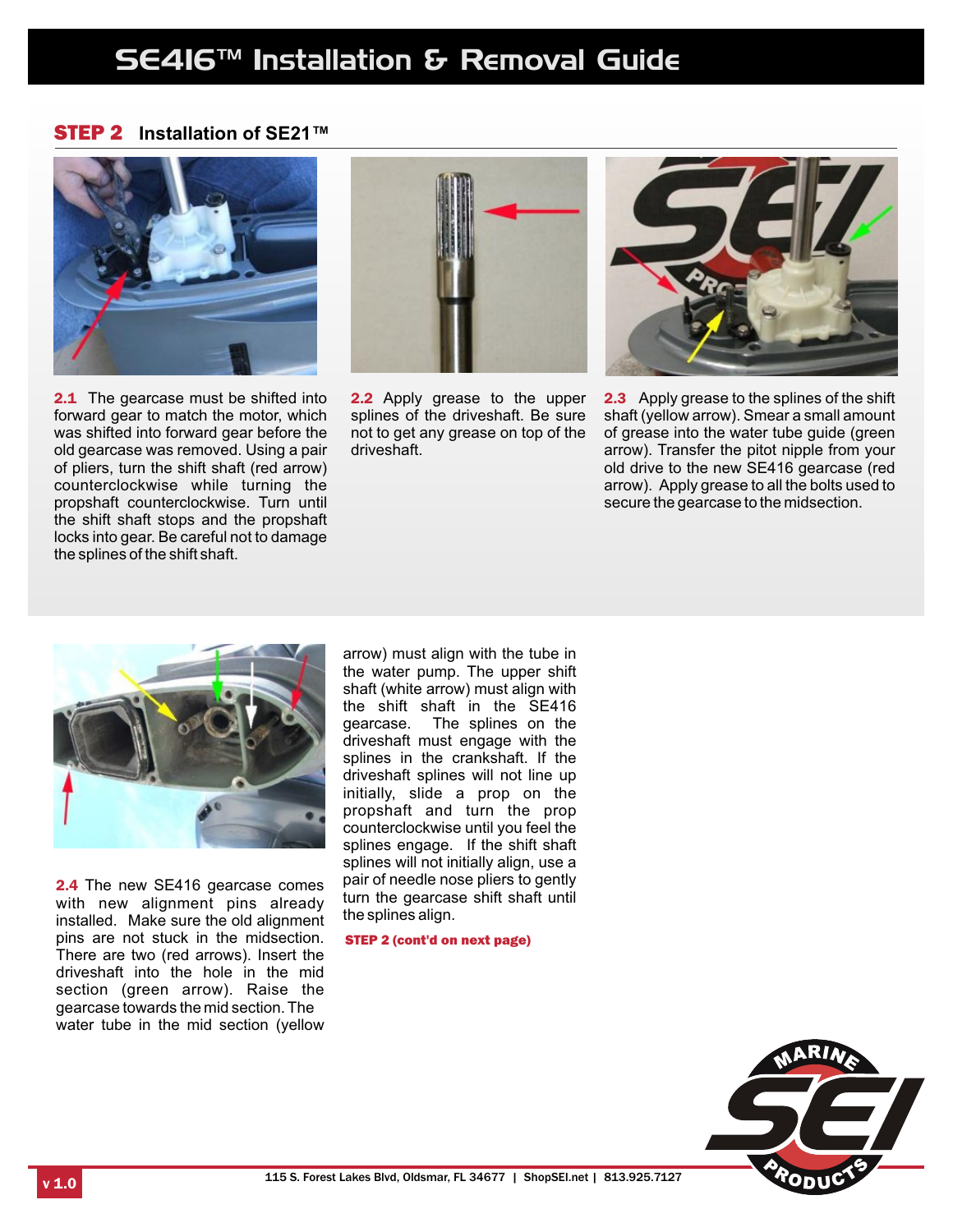## STEP 2 Installation of SE21™

**2.1** The gearcase must be shifted into forward gear to match the motor, which was shifted into forward gear before the old gearcase was removed. Using a pair of pliers, turn the shift shaft (red arrow) counterclockwise while turning the propshaft counterclockwise. Turn until the shift shaft stops and the propshaft locks into gear. Be careful not to damage the splines of the shift shaft.

**2.2** Apply grease to the upper splines of the driveshaft. Be sure not to get any grease on top of the driveshaft.

**2.3** Apply grease to the splines of the shift shaft (yellow arrow). Smear a small amount of grease into the water tube guide (green arrow). Transfer the pitot nipple from your old drive to the new SE416 gearcase (red arrow). Apply grease to all the bolts used to secure the gearcase to the midsection.

**2.4** The new SE416 gearcase comes with new alignment pins already installed. Make sure the old alignment pins are not stuck in the midsection. There are two (red arrows). Insert the driveshaft into the hole in the mid section (green arrow). Raise the gearcase towards the mid section. The water tube in the mid section (yellow arrow) must align with the tube in the water pump. The upper shift shaft (white arrow) must align with the shift shaft in the SE416 gearcase. The splines on the driveshaft must engage with the splines in the crankshaft. If the driveshaft splines will not line up initially, slide a prop on the propshaft and turn the prop counterclockwise until you feel the splines engage. If the shift shaft splines will not initially align, use a pair of needle nose pliers to gently turn the gearcase shift shaft until the splines align.

**STEP 2 (cont'd on next page)**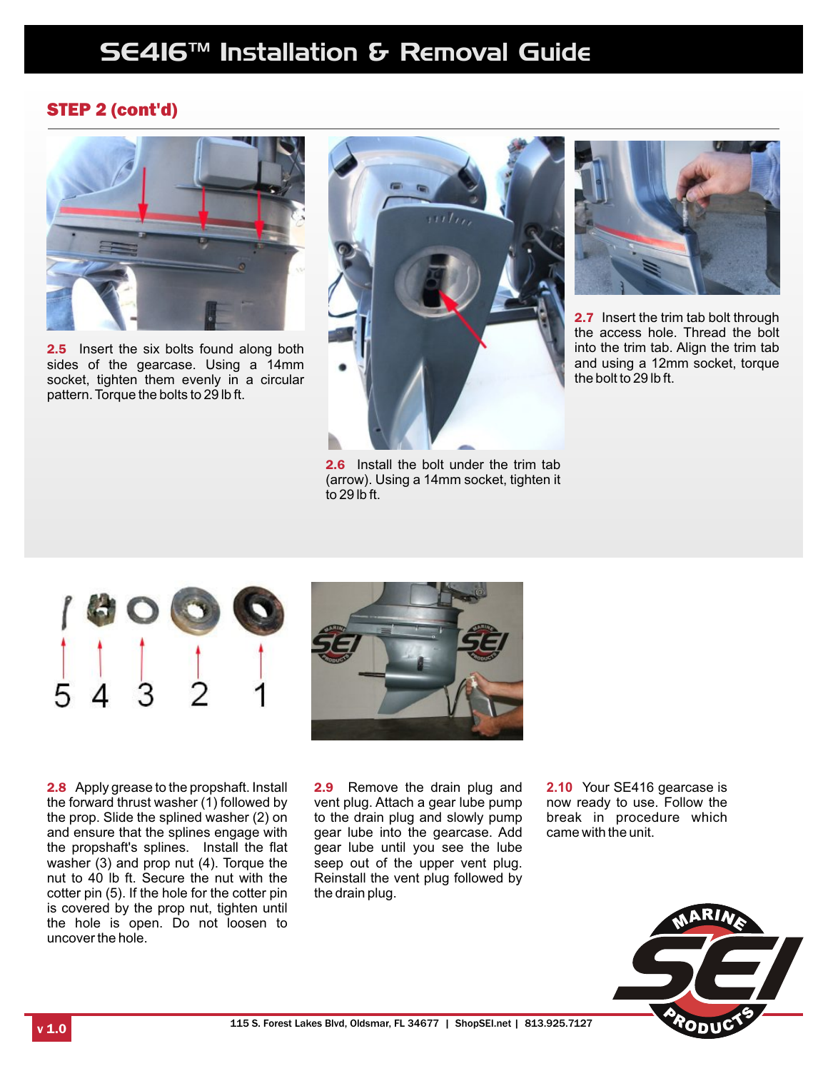## STEP 2 (cont'd)

**2.5** Insert the six bolts found along both sides of the gearcase. Using a 14mm socket, tighten them evenly in a circular pattern. Torque the bolts to 29 lb ft.

**2.6** Install the bolt under the trim tab (arrow). Using a 14mm socket, tighten it to 29 lb ft.

**2.7** Insert the trim tab bolt through the access hole. Thread the bolt into the trim tab. Align the trim tab and using a 12mm socket, torque the bolt to 29 lb ft.

5 4 3 2 1

**2.8** Apply grease to the propshaft. Install the forward thrust washer (1) followed by the prop. Slide the splined washer (2) on and ensure that the splines engage with the propshaft's splines. Install the flat washer (3) and prop nut (4). Torque the nut to 40 lb ft. Secure the nut with the cotter pin (5). If the hole for the cotter pin is covered by the prop nut, tighten until the hole is open. Do not loosen to uncover the hole.

**2.9** Remove the drain plug and vent plug. Attach a gear lube pump to the drain plug and slowly pump gear lube into the gearcase. Add gear lube until you see the lube seep out of the upper vent plug. Reinstall the vent plug followed by the drain plug.

**2.10** Your SE416 gearcase is now ready to use. Follow the break in procedure which came with the unit.

115 S. Forest Lakes Blvd, Oldsmar, FL 34677 | ShopSEI.net | 813.925.7127